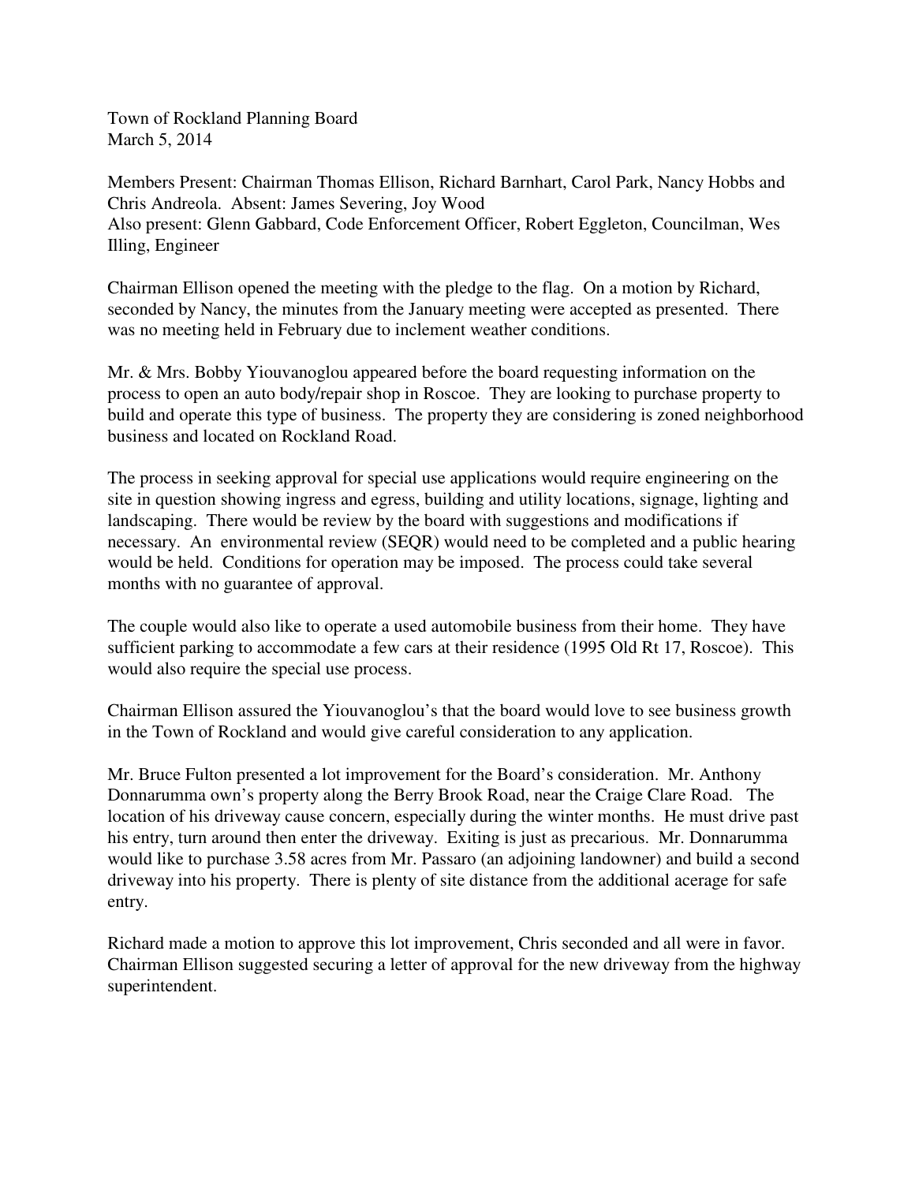Town of Rockland Planning Board
March 5, 2014

Members Present: Chairman Thomas Ellison, Richard Barnhart, Carol Park, Nancy Hobbs and Chris Andreola. Absent: James Severing, Joy Wood
Also present: Glenn Gabbard, Code Enforcement Officer, Robert Eggleton, Councilman, Wes Illing, Engineer

Chairman Ellison opened the meeting with the pledge to the flag. On a motion by Richard, seconded by Nancy, the minutes from the January meeting were accepted as presented. There was no meeting held in February due to inclement weather conditions.

Mr. & Mrs. Bobby Yiouvanoglou appeared before the board requesting information on the process to open an auto body/repair shop in Roscoe. They are looking to purchase property to build and operate this type of business. The property they are considering is zoned neighborhood business and located on Rockland Road.

The process in seeking approval for special use applications would require engineering on the site in question showing ingress and egress, building and utility locations, signage, lighting and landscaping. There would be review by the board with suggestions and modifications if necessary. An environmental review (SEQR) would need to be completed and a public hearing would be held. Conditions for operation may be imposed. The process could take several months with no guarantee of approval.

The couple would also like to operate a used automobile business from their home. They have sufficient parking to accommodate a few cars at their residence (1995 Old Rt 17, Roscoe). This would also require the special use process.

Chairman Ellison assured the Yiouvanoglou's that the board would love to see business growth in the Town of Rockland and would give careful consideration to any application.

Mr. Bruce Fulton presented a lot improvement for the Board's consideration. Mr. Anthony Donnarumma own's property along the Berry Brook Road, near the Craige Clare Road. The location of his driveway cause concern, especially during the winter months. He must drive past his entry, turn around then enter the driveway. Exiting is just as precarious. Mr. Donnarumma would like to purchase 3.58 acres from Mr. Passaro (an adjoining landowner) and build a second driveway into his property. There is plenty of site distance from the additional acerage for safe entry.

Richard made a motion to approve this lot improvement, Chris seconded and all were in favor. Chairman Ellison suggested securing a letter of approval for the new driveway from the highway superintendent.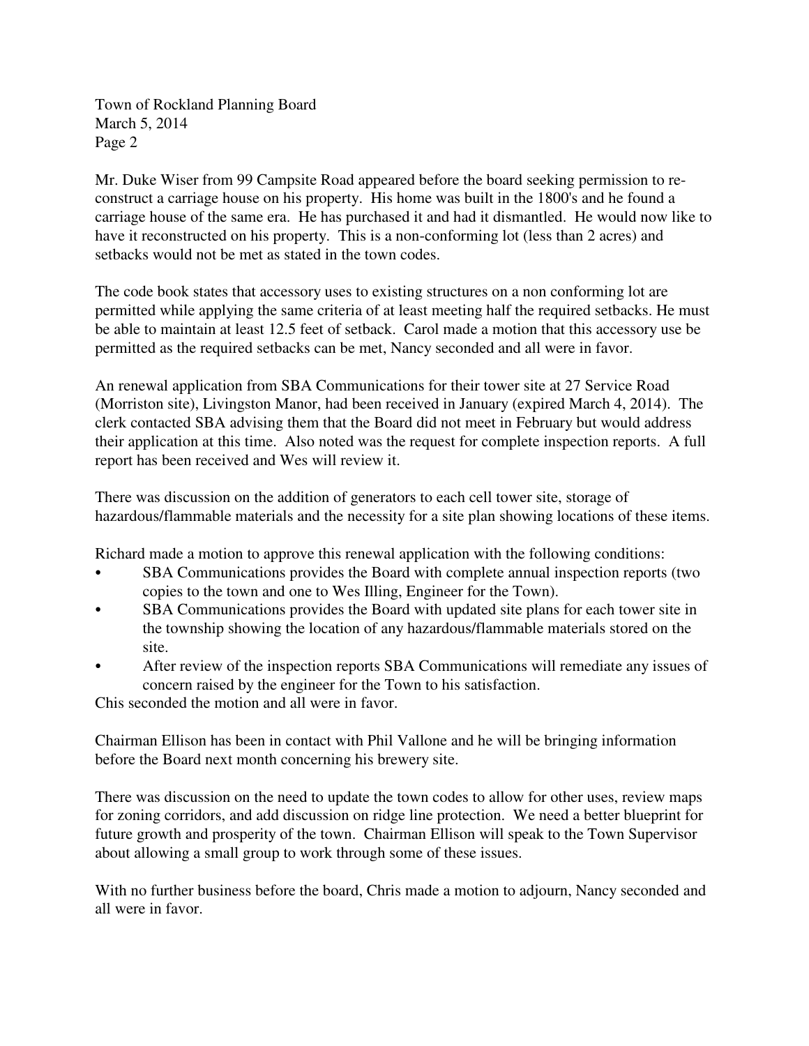Mr. Duke Wiser from 99 Campsite Road appeared before the board seeking permission to re-construct a carriage house on his property. His home was built in the 1800's and he found a carriage house of the same era. He has purchased it and had it dismantled. He would now like to have it reconstructed on his property. This is a non-conforming lot (less than 2 acres) and setbacks would not be met as stated in the town codes.

The code book states that accessory uses to existing structures on a non conforming lot are permitted while applying the same criteria of at least meeting half the required setbacks. He must be able to maintain at least 12.5 feet of setback. Carol made a motion that this accessory use be permitted as the required setbacks can be met, Nancy seconded and all were in favor.

An renewal application from SBA Communications for their tower site at 27 Service Road (Morriston site), Livingston Manor, had been received in January (expired March 4, 2014). The clerk contacted SBA advising them that the Board did not meet in February but would address their application at this time. Also noted was the request for complete inspection reports. A full report has been received and Wes will review it.

There was discussion on the addition of generators to each cell tower site, storage of hazardous/flammable materials and the necessity for a site plan showing locations of these items.

Richard made a motion to approve this renewal application with the following conditions:

- SBA Communications provides the Board with complete annual inspection reports (two copies to the town and one to Wes Illing, Engineer for the Town).
- SBA Communications provides the Board with updated site plans for each tower site in the township showing the location of any hazardous/flammable materials stored on the site.
- After review of the inspection reports SBA Communications will remediate any issues of concern raised by the engineer for the Town to his satisfaction.

Chis seconded the motion and all were in favor.

Chairman Ellison has been in contact with Phil Vallone and he will be bringing information before the Board next month concerning his brewery site.

There was discussion on the need to update the town codes to allow for other uses, review maps for zoning corridors, and add discussion on ridge line protection. We need a better blueprint for future growth and prosperity of the town. Chairman Ellison will speak to the Town Supervisor about allowing a small group to work through some of these issues.

With no further business before the board, Chris made a motion to adjourn, Nancy seconded and all were in favor.